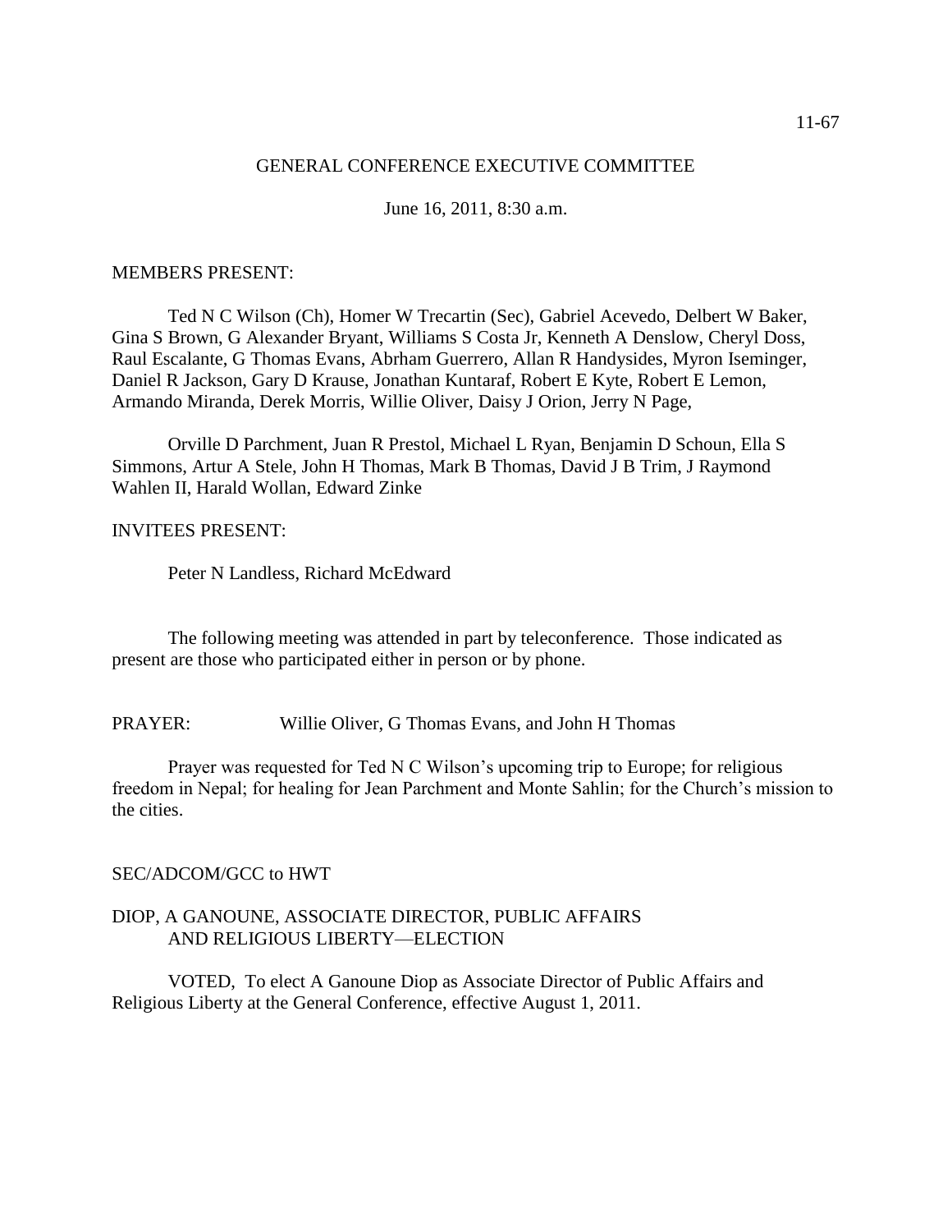GENERAL CONFERENCE EXECUTIVE COMMITTEE

June 16, 2011, 8:30 a.m.

MEMBERS PRESENT:

Ted N C Wilson (Ch), Homer W Trecartin (Sec), Gabriel Acevedo, Delbert W Baker, Gina S Brown, G Alexander Bryant, Williams S Costa Jr, Kenneth A Denslow, Cheryl Doss, Raul Escalante, G Thomas Evans, Abrham Guerrero, Allan R Handysides, Myron Iseminger, Daniel R Jackson, Gary D Krause, Jonathan Kuntaraf, Robert E Kyte, Robert E Lemon, Armando Miranda, Derek Morris, Willie Oliver, Daisy J Orion, Jerry N Page,

Orville D Parchment, Juan R Prestol, Michael L Ryan, Benjamin D Schoun, Ella S Simmons, Artur A Stele, John H Thomas, Mark B Thomas, David J B Trim, J Raymond Wahlen II, Harald Wollan, Edward Zinke

INVITEES PRESENT:

Peter N Landless, Richard McEdward

The following meeting was attended in part by teleconference. Those indicated as present are those who participated either in person or by phone.

PRAYER: Willie Oliver, G Thomas Evans, and John H Thomas

Prayer was requested for Ted N C Wilson's upcoming trip to Europe; for religious freedom in Nepal; for healing for Jean Parchment and Monte Sahlin; for the Church's mission to the cities.

SEC/ADCOM/GCC to HWT

DIOP, A GANOUNE, ASSOCIATE DIRECTOR, PUBLIC AFFAIRS AND RELIGIOUS LIBERTY—ELECTION

VOTED, To elect A Ganoune Diop as Associate Director of Public Affairs and Religious Liberty at the General Conference, effective August 1, 2011.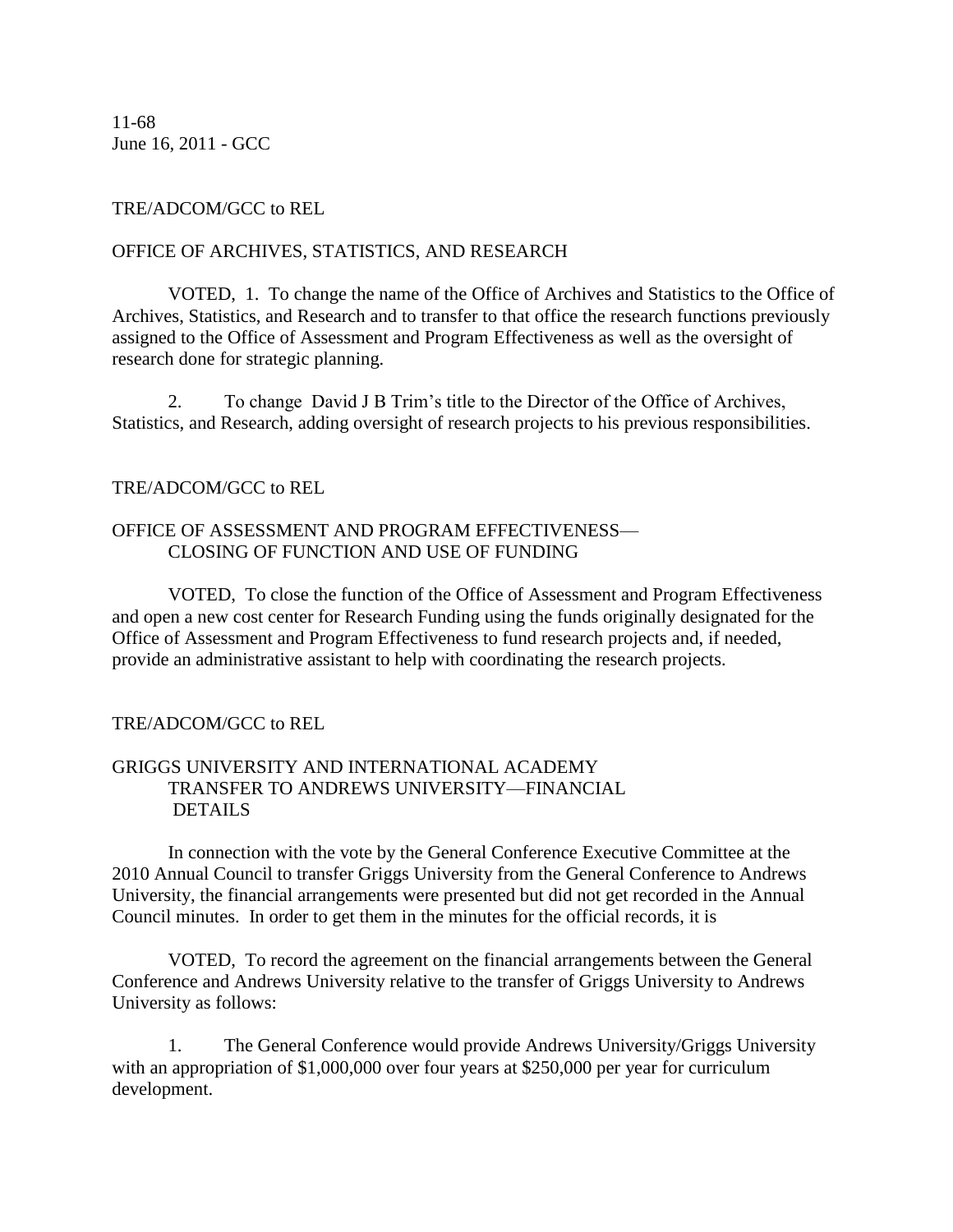11-68
June 16, 2011 - GCC

TRE/ADCOM/GCC to REL

OFFICE OF ARCHIVES, STATISTICS, AND RESEARCH

VOTED, 1. To change the name of the Office of Archives and Statistics to the Office of Archives, Statistics, and Research and to transfer to that office the research functions previously assigned to the Office of Assessment and Program Effectiveness as well as the oversight of research done for strategic planning.

2. To change David J B Trim's title to the Director of the Office of Archives, Statistics, and Research, adding oversight of research projects to his previous responsibilities.

TRE/ADCOM/GCC to REL

OFFICE OF ASSESSMENT AND PROGRAM EFFECTIVENESS—
CLOSING OF FUNCTION AND USE OF FUNDING

VOTED, To close the function of the Office of Assessment and Program Effectiveness and open a new cost center for Research Funding using the funds originally designated for the Office of Assessment and Program Effectiveness to fund research projects and, if needed, provide an administrative assistant to help with coordinating the research projects.

TRE/ADCOM/GCC to REL

GRIGGS UNIVERSITY AND INTERNATIONAL ACADEMY
TRANSFER TO ANDREWS UNIVERSITY—FINANCIAL
DETAILS

In connection with the vote by the General Conference Executive Committee at the 2010 Annual Council to transfer Griggs University from the General Conference to Andrews University, the financial arrangements were presented but did not get recorded in the Annual Council minutes. In order to get them in the minutes for the official records, it is

VOTED, To record the agreement on the financial arrangements between the General Conference and Andrews University relative to the transfer of Griggs University to Andrews University as follows:

1. The General Conference would provide Andrews University/Griggs University with an appropriation of $1,000,000 over four years at $250,000 per year for curriculum development.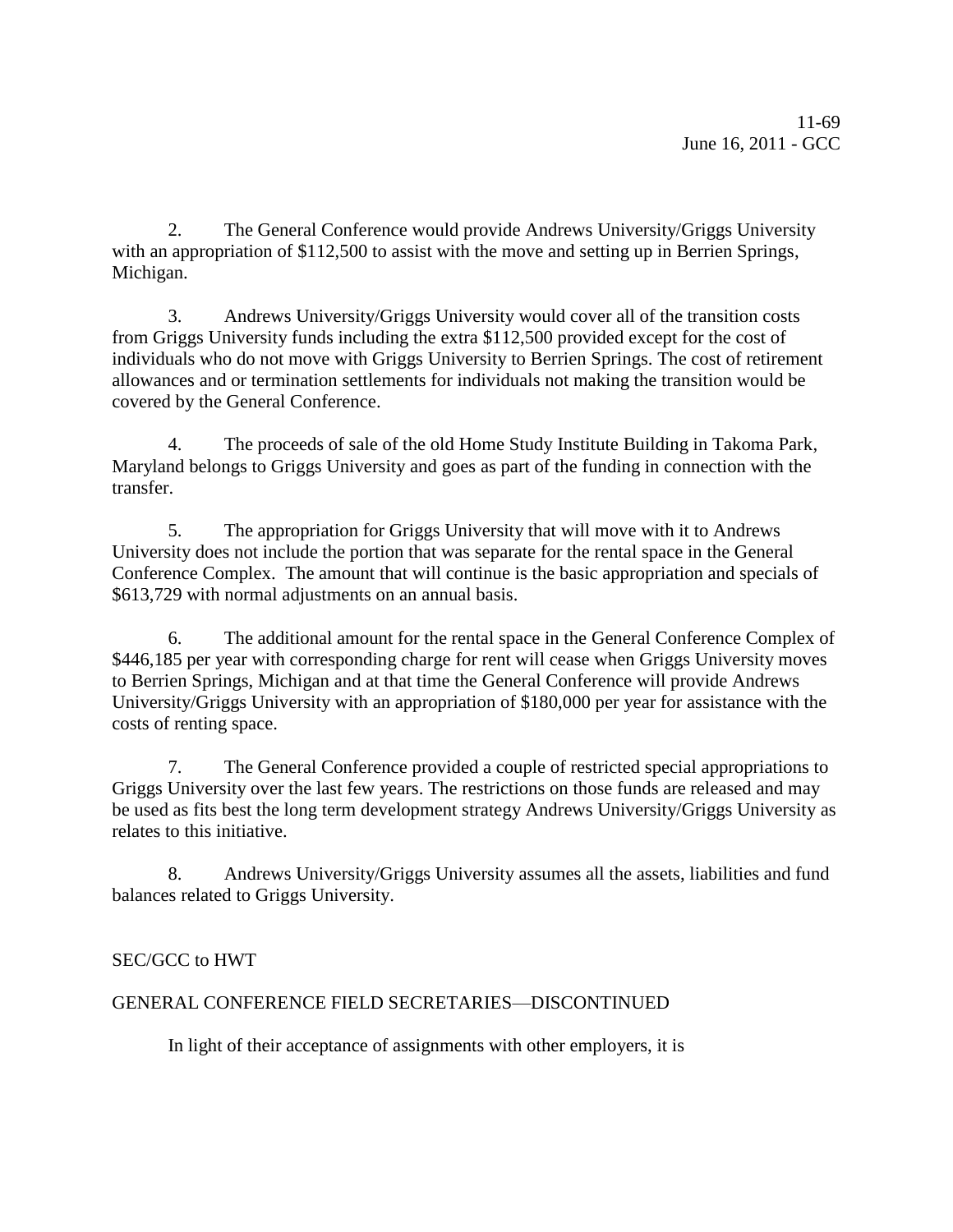2. The General Conference would provide Andrews University/Griggs University with an appropriation of $112,500 to assist with the move and setting up in Berrien Springs, Michigan.

3. Andrews University/Griggs University would cover all of the transition costs from Griggs University funds including the extra $112,500 provided except for the cost of individuals who do not move with Griggs University to Berrien Springs. The cost of retirement allowances and or termination settlements for individuals not making the transition would be covered by the General Conference.

4. The proceeds of sale of the old Home Study Institute Building in Takoma Park, Maryland belongs to Griggs University and goes as part of the funding in connection with the transfer.

5. The appropriation for Griggs University that will move with it to Andrews University does not include the portion that was separate for the rental space in the General Conference Complex. The amount that will continue is the basic appropriation and specials of $613,729 with normal adjustments on an annual basis.

6. The additional amount for the rental space in the General Conference Complex of $446,185 per year with corresponding charge for rent will cease when Griggs University moves to Berrien Springs, Michigan and at that time the General Conference will provide Andrews University/Griggs University with an appropriation of $180,000 per year for assistance with the costs of renting space.

7. The General Conference provided a couple of restricted special appropriations to Griggs University over the last few years. The restrictions on those funds are released and may be used as fits best the long term development strategy Andrews University/Griggs University as relates to this initiative.

8. Andrews University/Griggs University assumes all the assets, liabilities and fund balances related to Griggs University.

SEC/GCC to HWT

GENERAL CONFERENCE FIELD SECRETARIES—DISCONTINUED

In light of their acceptance of assignments with other employers, it is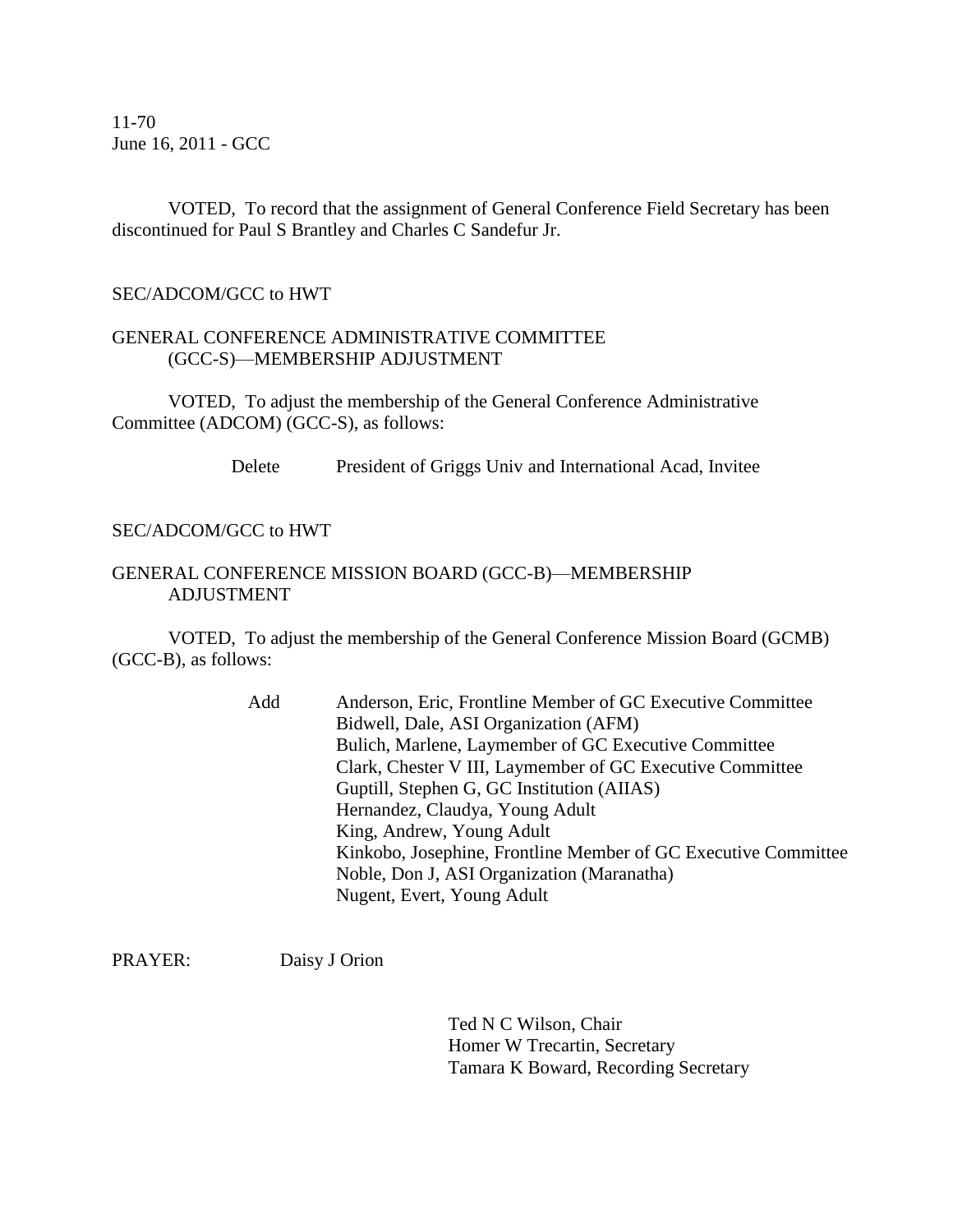VOTED, To record that the assignment of General Conference Field Secretary has been discontinued for Paul S Brantley and Charles C Sandefur Jr.

SEC/ADCOM/GCC to HWT

GENERAL CONFERENCE ADMINISTRATIVE COMMITTEE (GCC-S)—MEMBERSHIP ADJUSTMENT

VOTED, To adjust the membership of the General Conference Administrative Committee (ADCOM) (GCC-S), as follows:

| | |
|---|---|
| Delete | President of Griggs Univ and International Acad, Invitee |

SEC/ADCOM/GCC to HWT

GENERAL CONFERENCE MISSION BOARD (GCC-B)—MEMBERSHIP ADJUSTMENT

VOTED, To adjust the membership of the General Conference Mission Board (GCMB) (GCC-B), as follows:

| | |
|---|---|
| Add | Anderson, Eric, Frontline Member of GC Executive Committee |
| | Bidwell, Dale, ASI Organization (AFM) |
| | Bulich, Marlene, Laymember of GC Executive Committee |
| | Clark, Chester V III, Laymember of GC Executive Committee |
| | Guptill, Stephen G, GC Institution (AIIAS) |
| | Hernandez, Claudya, Young Adult |
| | King, Andrew, Young Adult |
| | Kinkobo, Josephine, Frontline Member of GC Executive Committee |
| | Noble, Don J, ASI Organization (Maranatha) |
| | Nugent, Evert, Young Adult |

PRAYER: Daisy J Orion

Ted N C Wilson, Chair
Homer W Trecartin, Secretary
Tamara K Boward, Recording Secretary